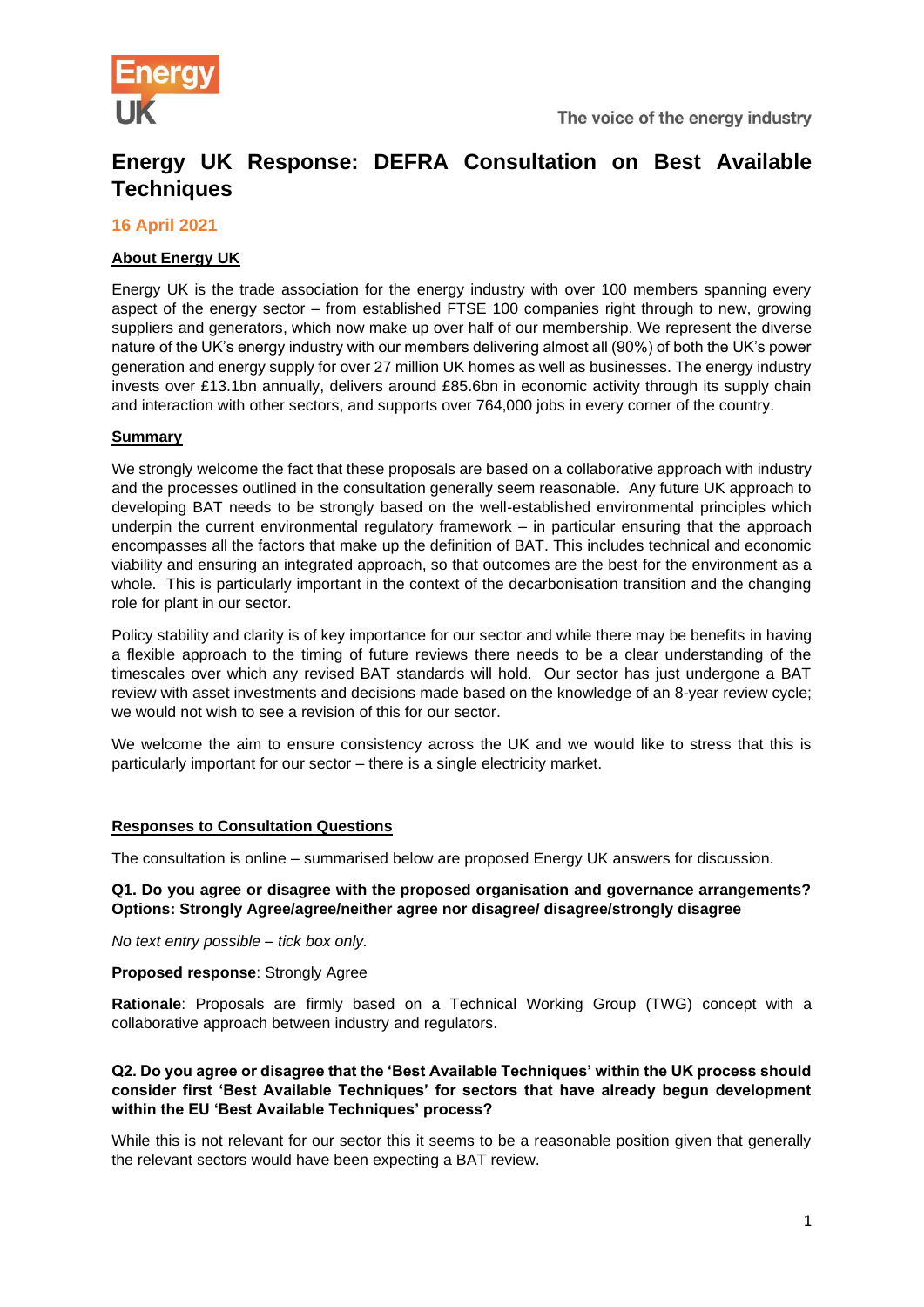# Energy UK Response: DEFRA Consultation on Best Available Techniques

**16 April 2021**

**About Energy UK**

Energy UK is the trade association for the energy industry with over 100 members spanning every aspect of the energy sector – from established FTSE 100 companies right through to new, growing suppliers and generators, which now make up over half of our membership. We represent the diverse nature of the UK's energy industry with our members delivering almost all (90%) of both the UK's power generation and energy supply for over 27 million UK homes as well as businesses. The energy industry invests over £13.1bn annually, delivers around £85.6bn in economic activity through its supply chain and interaction with other sectors, and supports over 764,000 jobs in every corner of the country.

**Summary**

We strongly welcome the fact that these proposals are based on a collaborative approach with industry and the processes outlined in the consultation generally seem reasonable. Any future UK approach to developing BAT needs to be strongly based on the well-established environmental principles which underpin the current environmental regulatory framework – in particular ensuring that the approach encompasses all the factors that make up the definition of BAT. This includes technical and economic viability and ensuring an integrated approach, so that outcomes are the best for the environment as a whole. This is particularly important in the context of the decarbonisation transition and the changing role for plant in our sector.

Policy stability and clarity is of key importance for our sector and while there may be benefits in having a flexible approach to the timing of future reviews there needs to be a clear understanding of the timescales over which any revised BAT standards will hold. Our sector has just undergone a BAT review with asset investments and decisions made based on the knowledge of an 8-year review cycle; we would not wish to see a revision of this for our sector.

We welcome the aim to ensure consistency across the UK and we would like to stress that this is particularly important for our sector – there is a single electricity market.

**Responses to Consultation Questions**

The consultation is online – summarised below are proposed Energy UK answers for discussion.

**Q1. Do you agree or disagree with the proposed organisation and governance arrangements? Options: Strongly Agree/agree/neither agree nor disagree/ disagree/strongly disagree**

*No text entry possible – tick box only.*

**Proposed response**: Strongly Agree

**Rationale**: Proposals are firmly based on a Technical Working Group (TWG) concept with a collaborative approach between industry and regulators.

**Q2. Do you agree or disagree that the 'Best Available Techniques' within the UK process should consider first 'Best Available Techniques' for sectors that have already begun development within the EU 'Best Available Techniques' process?**

While this is not relevant for our sector this it seems to be a reasonable position given that generally the relevant sectors would have been expecting a BAT review.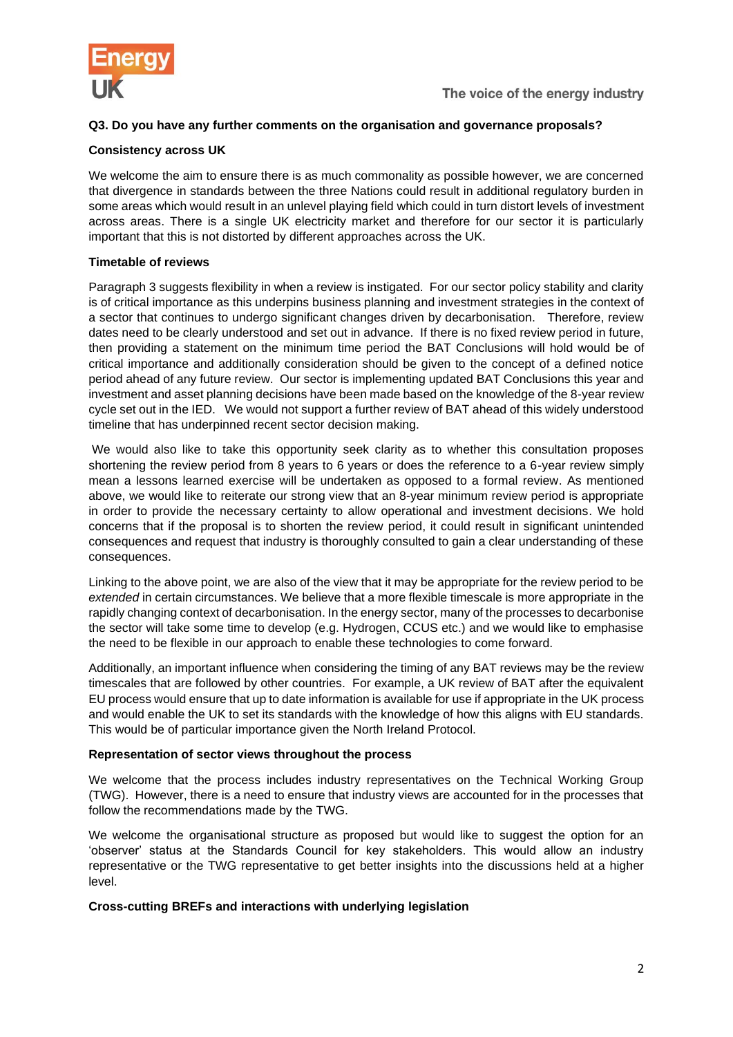**Q3. Do you have any further comments on the organisation and governance proposals?**

**Consistency across UK**

We welcome the aim to ensure there is as much commonality as possible however, we are concerned that divergence in standards between the three Nations could result in additional regulatory burden in some areas which would result in an unlevel playing field which could in turn distort levels of investment across areas. There is a single UK electricity market and therefore for our sector it is particularly important that this is not distorted by different approaches across the UK.

**Timetable of reviews**

Paragraph 3 suggests flexibility in when a review is instigated. For our sector policy stability and clarity is of critical importance as this underpins business planning and investment strategies in the context of a sector that continues to undergo significant changes driven by decarbonisation. Therefore, review dates need to be clearly understood and set out in advance. If there is no fixed review period in future, then providing a statement on the minimum time period the BAT Conclusions will hold would be of critical importance and additionally consideration should be given to the concept of a defined notice period ahead of any future review. Our sector is implementing updated BAT Conclusions this year and investment and asset planning decisions have been made based on the knowledge of the 8-year review cycle set out in the IED. We would not support a further review of BAT ahead of this widely understood timeline that has underpinned recent sector decision making.

We would also like to take this opportunity seek clarity as to whether this consultation proposes shortening the review period from 8 years to 6 years or does the reference to a 6-year review simply mean a lessons learned exercise will be undertaken as opposed to a formal review. As mentioned above, we would like to reiterate our strong view that an 8-year minimum review period is appropriate in order to provide the necessary certainty to allow operational and investment decisions. We hold concerns that if the proposal is to shorten the review period, it could result in significant unintended consequences and request that industry is thoroughly consulted to gain a clear understanding of these consequences.

Linking to the above point, we are also of the view that it may be appropriate for the review period to be *extended* in certain circumstances. We believe that a more flexible timescale is more appropriate in the rapidly changing context of decarbonisation. In the energy sector, many of the processes to decarbonise the sector will take some time to develop (e.g. Hydrogen, CCUS etc.) and we would like to emphasise the need to be flexible in our approach to enable these technologies to come forward.

Additionally, an important influence when considering the timing of any BAT reviews may be the review timescales that are followed by other countries. For example, a UK review of BAT after the equivalent EU process would ensure that up to date information is available for use if appropriate in the UK process and would enable the UK to set its standards with the knowledge of how this aligns with EU standards. This would be of particular importance given the North Ireland Protocol.

**Representation of sector views throughout the process**

We welcome that the process includes industry representatives on the Technical Working Group (TWG). However, there is a need to ensure that industry views are accounted for in the processes that follow the recommendations made by the TWG.

We welcome the organisational structure as proposed but would like to suggest the option for an 'observer' status at the Standards Council for key stakeholders. This would allow an industry representative or the TWG representative to get better insights into the discussions held at a higher level.

**Cross-cutting BREFs and interactions with underlying legislation**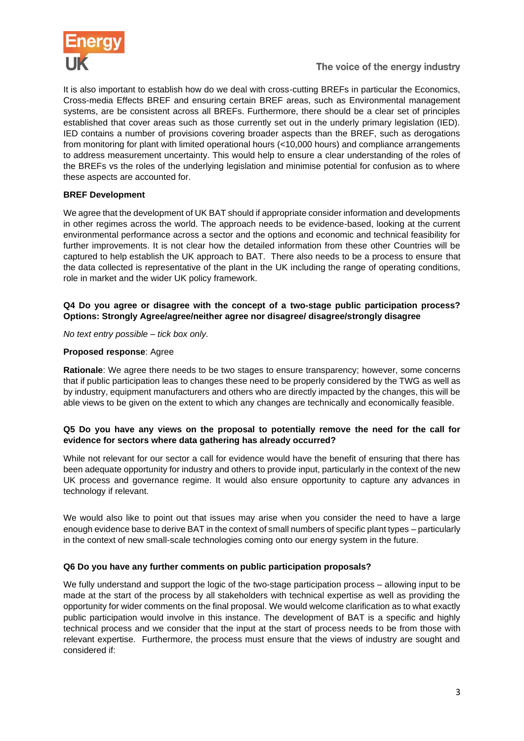It is also important to establish how do we deal with cross-cutting BREFs in particular the Economics, Cross-media Effects BREF and ensuring certain BREF areas, such as Environmental management systems, are be consistent across all BREFs. Furthermore, there should be a clear set of principles established that cover areas such as those currently set out in the underly primary legislation (IED). IED contains a number of provisions covering broader aspects than the BREF, such as derogations from monitoring for plant with limited operational hours (<10,000 hours) and compliance arrangements to address measurement uncertainty. This would help to ensure a clear understanding of the roles of the BREFs vs the roles of the underlying legislation and minimise potential for confusion as to where these aspects are accounted for.

**BREF Development**

We agree that the development of UK BAT should if appropriate consider information and developments in other regimes across the world. The approach needs to be evidence-based, looking at the current environmental performance across a sector and the options and economic and technical feasibility for further improvements. It is not clear how the detailed information from these other Countries will be captured to help establish the UK approach to BAT. There also needs to be a process to ensure that the data collected is representative of the plant in the UK including the range of operating conditions, role in market and the wider UK policy framework.

**Q4 Do you agree or disagree with the concept of a two-stage public participation process? Options: Strongly Agree/agree/neither agree nor disagree/ disagree/strongly disagree**

*No text entry possible – tick box only.*

**Proposed response**: Agree

**Rationale**: We agree there needs to be two stages to ensure transparency; however, some concerns that if public participation leas to changes these need to be properly considered by the TWG as well as by industry, equipment manufacturers and others who are directly impacted by the changes, this will be able views to be given on the extent to which any changes are technically and economically feasible.

**Q5 Do you have any views on the proposal to potentially remove the need for the call for evidence for sectors where data gathering has already occurred?**

While not relevant for our sector a call for evidence would have the benefit of ensuring that there has been adequate opportunity for industry and others to provide input, particularly in the context of the new UK process and governance regime. It would also ensure opportunity to capture any advances in technology if relevant.

We would also like to point out that issues may arise when you consider the need to have a large enough evidence base to derive BAT in the context of small numbers of specific plant types – particularly in the context of new small-scale technologies coming onto our energy system in the future.

**Q6 Do you have any further comments on public participation proposals?**

We fully understand and support the logic of the two-stage participation process – allowing input to be made at the start of the process by all stakeholders with technical expertise as well as providing the opportunity for wider comments on the final proposal. We would welcome clarification as to what exactly public participation would involve in this instance. The development of BAT is a specific and highly technical process and we consider that the input at the start of process needs to be from those with relevant expertise. Furthermore, the process must ensure that the views of industry are sought and considered if: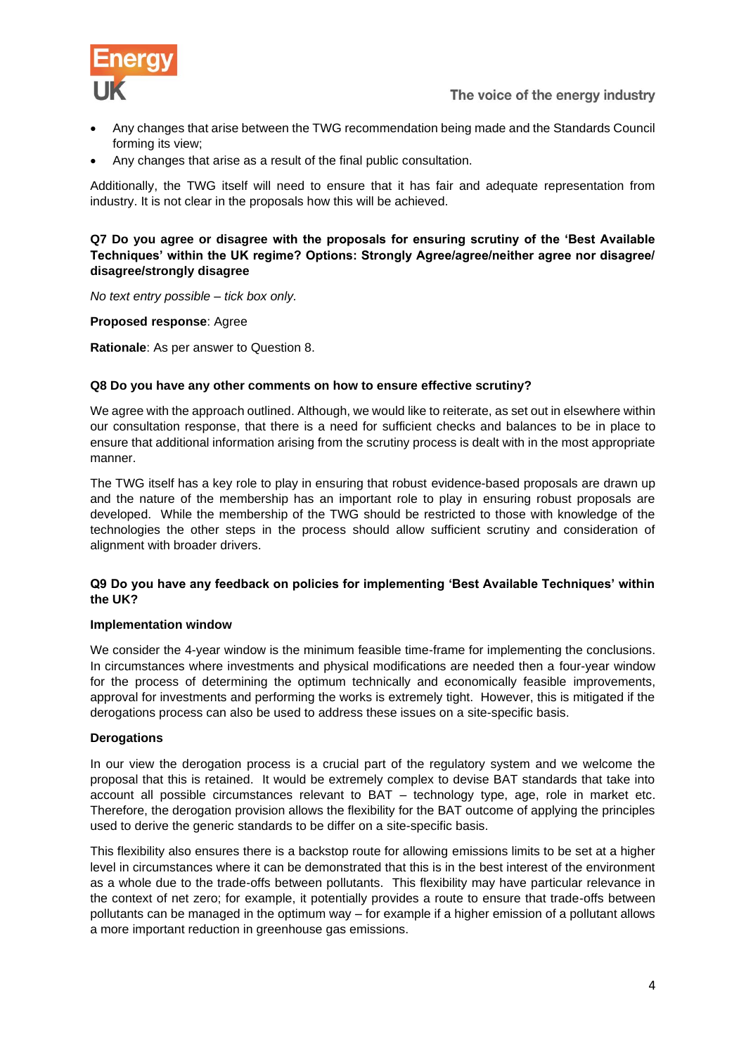- Any changes that arise between the TWG recommendation being made and the Standards Council forming its view;
- Any changes that arise as a result of the final public consultation.

Additionally, the TWG itself will need to ensure that it has fair and adequate representation from industry. It is not clear in the proposals how this will be achieved.

**Q7 Do you agree or disagree with the proposals for ensuring scrutiny of the 'Best Available Techniques' within the UK regime? Options: Strongly Agree/agree/neither agree nor disagree/ disagree/strongly disagree**

*No text entry possible – tick box only.*

**Proposed response**: Agree

**Rationale**: As per answer to Question 8.

**Q8 Do you have any other comments on how to ensure effective scrutiny?**

We agree with the approach outlined. Although, we would like to reiterate, as set out in elsewhere within our consultation response, that there is a need for sufficient checks and balances to be in place to ensure that additional information arising from the scrutiny process is dealt with in the most appropriate manner.

The TWG itself has a key role to play in ensuring that robust evidence-based proposals are drawn up and the nature of the membership has an important role to play in ensuring robust proposals are developed. While the membership of the TWG should be restricted to those with knowledge of the technologies the other steps in the process should allow sufficient scrutiny and consideration of alignment with broader drivers.

**Q9 Do you have any feedback on policies for implementing 'Best Available Techniques' within the UK?**

**Implementation window**

We consider the 4-year window is the minimum feasible time-frame for implementing the conclusions. In circumstances where investments and physical modifications are needed then a four-year window for the process of determining the optimum technically and economically feasible improvements, approval for investments and performing the works is extremely tight. However, this is mitigated if the derogations process can also be used to address these issues on a site-specific basis.

**Derogations**

In our view the derogation process is a crucial part of the regulatory system and we welcome the proposal that this is retained. It would be extremely complex to devise BAT standards that take into account all possible circumstances relevant to BAT – technology type, age, role in market etc. Therefore, the derogation provision allows the flexibility for the BAT outcome of applying the principles used to derive the generic standards to be differ on a site-specific basis.

This flexibility also ensures there is a backstop route for allowing emissions limits to be set at a higher level in circumstances where it can be demonstrated that this is in the best interest of the environment as a whole due to the trade-offs between pollutants. This flexibility may have particular relevance in the context of net zero; for example, it potentially provides a route to ensure that trade-offs between pollutants can be managed in the optimum way – for example if a higher emission of a pollutant allows a more important reduction in greenhouse gas emissions.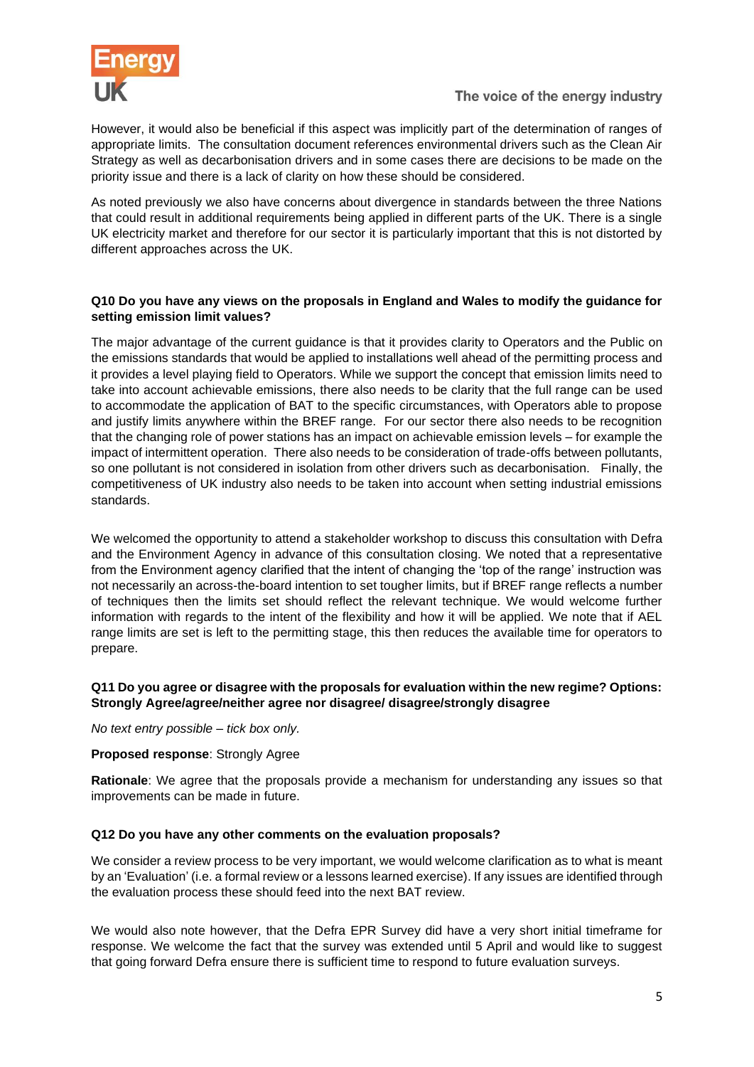However, it would also be beneficial if this aspect was implicitly part of the determination of ranges of appropriate limits. The consultation document references environmental drivers such as the Clean Air Strategy as well as decarbonisation drivers and in some cases there are decisions to be made on the priority issue and there is a lack of clarity on how these should be considered.

As noted previously we also have concerns about divergence in standards between the three Nations that could result in additional requirements being applied in different parts of the UK. There is a single UK electricity market and therefore for our sector it is particularly important that this is not distorted by different approaches across the UK.

**Q10 Do you have any views on the proposals in England and Wales to modify the guidance for setting emission limit values?**

The major advantage of the current guidance is that it provides clarity to Operators and the Public on the emissions standards that would be applied to installations well ahead of the permitting process and it provides a level playing field to Operators. While we support the concept that emission limits need to take into account achievable emissions, there also needs to be clarity that the full range can be used to accommodate the application of BAT to the specific circumstances, with Operators able to propose and justify limits anywhere within the BREF range. For our sector there also needs to be recognition that the changing role of power stations has an impact on achievable emission levels – for example the impact of intermittent operation. There also needs to be consideration of trade-offs between pollutants, so one pollutant is not considered in isolation from other drivers such as decarbonisation. Finally, the competitiveness of UK industry also needs to be taken into account when setting industrial emissions standards.

We welcomed the opportunity to attend a stakeholder workshop to discuss this consultation with Defra and the Environment Agency in advance of this consultation closing. We noted that a representative from the Environment agency clarified that the intent of changing the 'top of the range' instruction was not necessarily an across-the-board intention to set tougher limits, but if BREF range reflects a number of techniques then the limits set should reflect the relevant technique. We would welcome further information with regards to the intent of the flexibility and how it will be applied. We note that if AEL range limits are set is left to the permitting stage, this then reduces the available time for operators to prepare.

**Q11 Do you agree or disagree with the proposals for evaluation within the new regime? Options: Strongly Agree/agree/neither agree nor disagree/ disagree/strongly disagree**

*No text entry possible – tick box only.*

**Proposed response**: Strongly Agree

**Rationale**: We agree that the proposals provide a mechanism for understanding any issues so that improvements can be made in future.

**Q12 Do you have any other comments on the evaluation proposals?**

We consider a review process to be very important, we would welcome clarification as to what is meant by an 'Evaluation' (i.e. a formal review or a lessons learned exercise). If any issues are identified through the evaluation process these should feed into the next BAT review.

We would also note however, that the Defra EPR Survey did have a very short initial timeframe for response. We welcome the fact that the survey was extended until 5 April and would like to suggest that going forward Defra ensure there is sufficient time to respond to future evaluation surveys.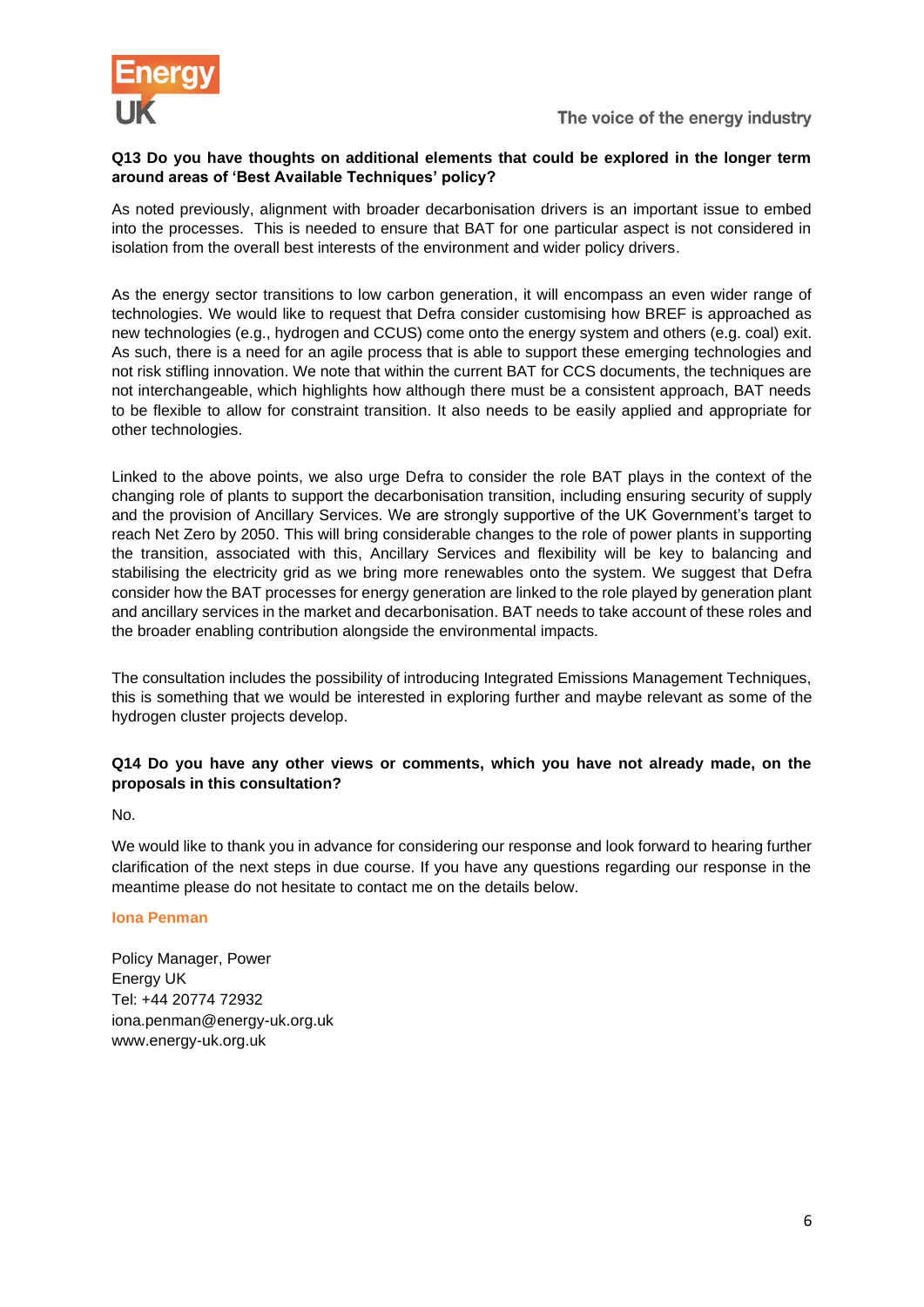**Q13 Do you have thoughts on additional elements that could be explored in the longer term around areas of 'Best Available Techniques' policy?**

As noted previously, alignment with broader decarbonisation drivers is an important issue to embed into the processes. This is needed to ensure that BAT for one particular aspect is not considered in isolation from the overall best interests of the environment and wider policy drivers.

As the energy sector transitions to low carbon generation, it will encompass an even wider range of technologies. We would like to request that Defra consider customising how BREF is approached as new technologies (e.g., hydrogen and CCUS) come onto the energy system and others (e.g. coal) exit. As such, there is a need for an agile process that is able to support these emerging technologies and not risk stifling innovation. We note that within the current BAT for CCS documents, the techniques are not interchangeable, which highlights how although there must be a consistent approach, BAT needs to be flexible to allow for constraint transition. It also needs to be easily applied and appropriate for other technologies.

Linked to the above points, we also urge Defra to consider the role BAT plays in the context of the changing role of plants to support the decarbonisation transition, including ensuring security of supply and the provision of Ancillary Services. We are strongly supportive of the UK Government's target to reach Net Zero by 2050. This will bring considerable changes to the role of power plants in supporting the transition, associated with this, Ancillary Services and flexibility will be key to balancing and stabilising the electricity grid as we bring more renewables onto the system. We suggest that Defra consider how the BAT processes for energy generation are linked to the role played by generation plant and ancillary services in the market and decarbonisation. BAT needs to take account of these roles and the broader enabling contribution alongside the environmental impacts.

The consultation includes the possibility of introducing Integrated Emissions Management Techniques, this is something that we would be interested in exploring further and maybe relevant as some of the hydrogen cluster projects develop.

**Q14 Do you have any other views or comments, which you have not already made, on the proposals in this consultation?**

No.

We would like to thank you in advance for considering our response and look forward to hearing further clarification of the next steps in due course. If you have any questions regarding our response in the meantime please do not hesitate to contact me on the details below.

**Iona Penman**

Policy Manager, Power
Energy UK
Tel: +44 20774 72932
iona.penman@energy-uk.org.uk
www.energy-uk.org.uk